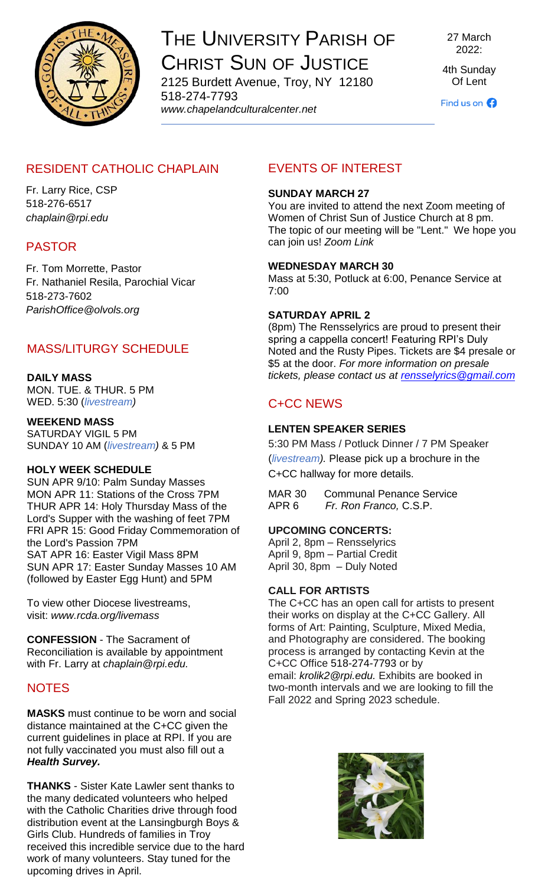# The University Parish of Christ Sun of Justice

2125 Burdett Avenue, Troy, NY 12180
518-274-7793
*www.chapelandculturalcenter.net*

27 March 2022:

4th Sunday Of Lent

Find us on

## RESIDENT CATHOLIC CHAPLAIN

Fr. Larry Rice, CSP
518-276-6517
*chaplain@rpi.edu*

## PASTOR

Fr. Tom Morrette, Pastor
Fr. Nathaniel Resila, Parochial Vicar
518-273-7602
*ParishOffice@olvols.org*

## MASS/LITURGY SCHEDULE

**DAILY MASS**
MON. TUE. & THUR. 5 PM
WED. 5:30 (*livestream)*

**WEEKEND MASS**
SATURDAY VIGIL 5 PM
SUNDAY 10 AM (*livestream)* & 5 PM

**HOLY WEEK SCHEDULE**
SUN APR 9/10: Palm Sunday Masses
MON APR 11: Stations of the Cross 7PM
THUR APR 14: Holy Thursday Mass of the Lord's Supper with the washing of feet 7PM
FRI APR 15: Good Friday Commemoration of the Lord's Passion 7PM
SAT APR 16: Easter Vigil Mass 8PM
SUN APR 17: Easter Sunday Masses 10 AM (followed by Easter Egg Hunt) and 5PM

To view other Diocese livestreams, visit: *www.rcda.org/livemass*

**CONFESSION** - The Sacrament of Reconciliation is available by appointment with Fr. Larry at *chaplain@rpi.edu.*

## NOTES

**MASKS** must continue to be worn and social distance maintained at the C+CC given the current guidelines in place at RPI. If you are not fully vaccinated you must also fill out a ***Health Survey.***

**THANKS** - Sister Kate Lawler sent thanks to the many dedicated volunteers who helped with the Catholic Charities drive through food distribution event at the Lansingburgh Boys & Girls Club. Hundreds of families in Troy received this incredible service due to the hard work of many volunteers. Stay tuned for the upcoming drives in April.

## EVENTS OF INTEREST

**SUNDAY MARCH 27**
You are invited to attend the next Zoom meeting of Women of Christ Sun of Justice Church at 8 pm. The topic of our meeting will be "Lent." We hope you can join us! *Zoom Link*

**WEDNESDAY MARCH 30**
Mass at 5:30, Potluck at 6:00, Penance Service at 7:00

**SATURDAY APRIL 2**
(8pm) The Rensselyrics are proud to present their spring a cappella concert! Featuring RPI's Duly Noted and the Rusty Pipes. Tickets are $4 presale or $5 at the door. *For more information on presale tickets, please contact us at rensselyrics@gmail.com*

## C+CC NEWS

**LENTEN SPEAKER SERIES**

5:30 PM Mass / Potluck Dinner / 7 PM Speaker (*livestream*). Please pick up a brochure in the C+CC hallway for more details.

MAR 30 Communal Penance Service
APR 6 *Fr. Ron Franco,* C.S.P.

**UPCOMING CONCERTS:**
April 2, 8pm – Rensselyrics
April 9, 8pm – Partial Credit
April 30, 8pm – Duly Noted

**CALL FOR ARTISTS**
The C+CC has an open call for artists to present their works on display at the C+CC Gallery. All forms of Art: Painting, Sculpture, Mixed Media, and Photography are considered. The booking process is arranged by contacting Kevin at the C+CC Office 518-274-7793 or by email: *krolik2@rpi.edu.* Exhibits are booked in two-month intervals and we are looking to fill the Fall 2022 and Spring 2023 schedule.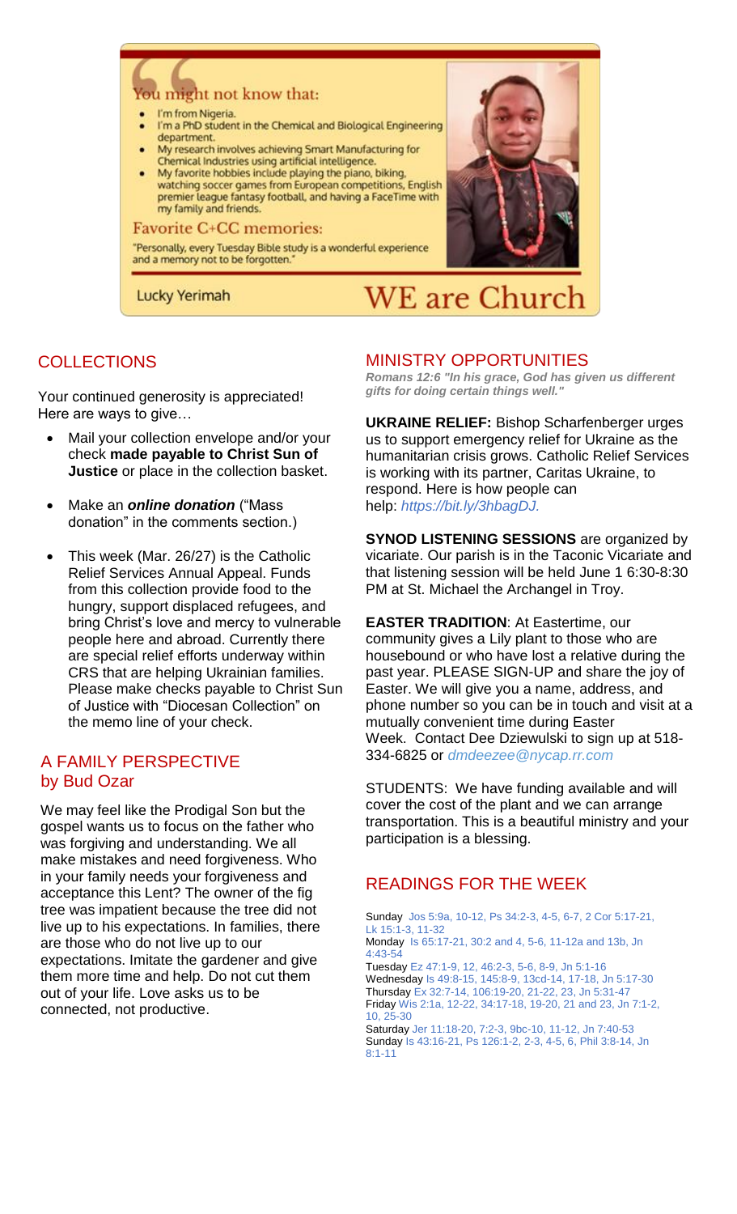## You might not know that:

- I'm from Nigeria.
- I'm a PhD student in the Chemical and Biological Engineering department.
- My research involves achieving Smart Manufacturing for Chemical Industries using artificial intelligence.
- My favorite hobbies include playing the piano, biking, watching soccer games from European competitions, English premier league fantasy football, and having a FaceTime with my family and friends.

### Favorite C+CC memories:

"Personally, every Tuesday Bible study is a wonderful experience and a memory not to be forgotten."

Lucky Yerimah

# WE are Church

## COLLECTIONS

Your continued generosity is appreciated! Here are ways to give…

- Mail your collection envelope and/or your check **made payable to Christ Sun of Justice** or place in the collection basket.
- Make an ***online donation*** ("Mass donation" in the comments section.)
- This week (Mar. 26/27) is the Catholic Relief Services Annual Appeal. Funds from this collection provide food to the hungry, support displaced refugees, and bring Christ's love and mercy to vulnerable people here and abroad. Currently there are special relief efforts underway within CRS that are helping Ukrainian families. Please make checks payable to Christ Sun of Justice with "Diocesan Collection" on the memo line of your check.

## A FAMILY PERSPECTIVE by Bud Ozar

We may feel like the Prodigal Son but the gospel wants us to focus on the father who was forgiving and understanding. We all make mistakes and need forgiveness. Who in your family needs your forgiveness and acceptance this Lent? The owner of the fig tree was impatient because the tree did not live up to his expectations. In families, there are those who do not live up to our expectations. Imitate the gardener and give them more time and help. Do not cut them out of your life. Love asks us to be connected, not productive.

## MINISTRY OPPORTUNITIES

***Romans 12:6 "In his grace, God has given us different gifts for doing certain things well."***

**UKRAINE RELIEF:** Bishop Scharfenberger urges us to support emergency relief for Ukraine as the humanitarian crisis grows. Catholic Relief Services is working with its partner, Caritas Ukraine, to respond. Here is how people can help: *https://bit.ly/3hbagDJ.*

**SYNOD LISTENING SESSIONS** are organized by vicariate. Our parish is in the Taconic Vicariate and that listening session will be held June 1 6:30-8:30 PM at St. Michael the Archangel in Troy.

**EASTER TRADITION**: At Eastertime, our community gives a Lily plant to those who are housebound or who have lost a relative during the past year. PLEASE SIGN-UP and share the joy of Easter. We will give you a name, address, and phone number so you can be in touch and visit at a mutually convenient time during Easter Week. Contact Dee Dziewulski to sign up at 518-334-6825 or *dmdeezee@nycap.rr.com*

STUDENTS: We have funding available and will cover the cost of the plant and we can arrange transportation. This is a beautiful ministry and your participation is a blessing.

## READINGS FOR THE WEEK

Sunday Jos 5:9a, 10-12, Ps 34:2-3, 4-5, 6-7, 2 Cor 5:17-21, Lk 15:1-3, 11-32
Monday Is 65:17-21, 30:2 and 4, 5-6, 11-12a and 13b, Jn 4:43-54
Tuesday Ez 47:1-9, 12, 46:2-3, 5-6, 8-9, Jn 5:1-16
Wednesday Is 49:8-15, 145:8-9, 13cd-14, 17-18, Jn 5:17-30
Thursday Ex 32:7-14, 106:19-20, 21-22, 23, Jn 5:31-47
Friday Wis 2:1a, 12-22, 34:17-18, 19-20, 21 and 23, Jn 7:1-2, 10, 25-30
Saturday Jer 11:18-20, 7:2-3, 9bc-10, 11-12, Jn 7:40-53
Sunday Is 43:16-21, Ps 126:1-2, 2-3, 4-5, 6, Phil 3:8-14, Jn 8:1-11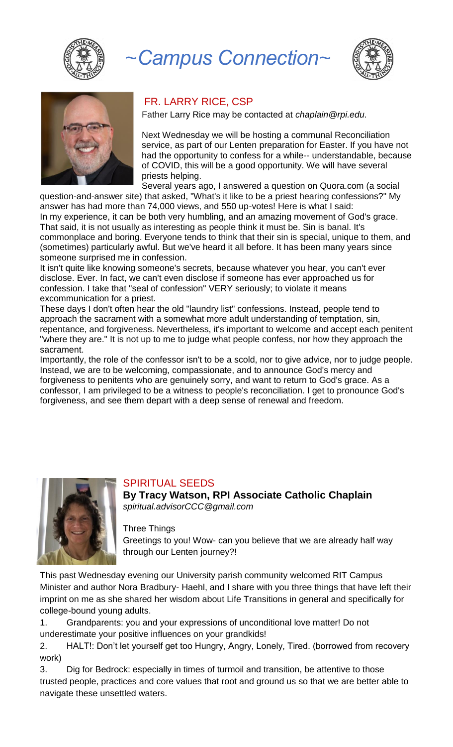# ~Campus Connection~

## FR. LARRY RICE, CSP

Father Larry Rice may be contacted at *chaplain@rpi.edu.*

Next Wednesday we will be hosting a communal Reconciliation service, as part of our Lenten preparation for Easter. If you have not had the opportunity to confess for a while-- understandable, because of COVID, this will be a good opportunity. We will have several priests helping.

Several years ago, I answered a question on Quora.com (a social question-and-answer site) that asked, "What's it like to be a priest hearing confessions?" My answer has had more than 74,000 views, and 550 up-votes! Here is what I said:

In my experience, it can be both very humbling, and an amazing movement of God's grace. That said, it is not usually as interesting as people think it must be. Sin is banal. It's commonplace and boring. Everyone tends to think that their sin is special, unique to them, and (sometimes) particularly awful. But we've heard it all before. It has been many years since someone surprised me in confession.

It isn't quite like knowing someone's secrets, because whatever you hear, you can't ever disclose. Ever. In fact, we can't even disclose if someone has ever approached us for confession. I take that "seal of confession" VERY seriously; to violate it means excommunication for a priest.

These days I don't often hear the old "laundry list" confessions. Instead, people tend to approach the sacrament with a somewhat more adult understanding of temptation, sin, repentance, and forgiveness. Nevertheless, it's important to welcome and accept each penitent "where they are." It is not up to me to judge what people confess, nor how they approach the sacrament.

Importantly, the role of the confessor isn't to be a scold, nor to give advice, nor to judge people. Instead, we are to be welcoming, compassionate, and to announce God's mercy and forgiveness to penitents who are genuinely sorry, and want to return to God's grace. As a confessor, I am privileged to be a witness to people's reconciliation. I get to pronounce God's forgiveness, and see them depart with a deep sense of renewal and freedom.

## SPIRITUAL SEEDS

**By Tracy Watson, RPI Associate Catholic Chaplain**
*spiritual.advisorCCC@gmail.com*

Three Things

Greetings to you! Wow- can you believe that we are already half way through our Lenten journey?!

This past Wednesday evening our University parish community welcomed RIT Campus Minister and author Nora Bradbury- Haehl, and I share with you three things that have left their imprint on me as she shared her wisdom about Life Transitions in general and specifically for college-bound young adults.

1. Grandparents: you and your expressions of unconditional love matter! Do not underestimate your positive influences on your grandkids!
2. HALT!: Don't let yourself get too Hungry, Angry, Lonely, Tired. (borrowed from recovery work)
3. Dig for Bedrock: especially in times of turmoil and transition, be attentive to those trusted people, practices and core values that root and ground us so that we are better able to navigate these unsettled waters.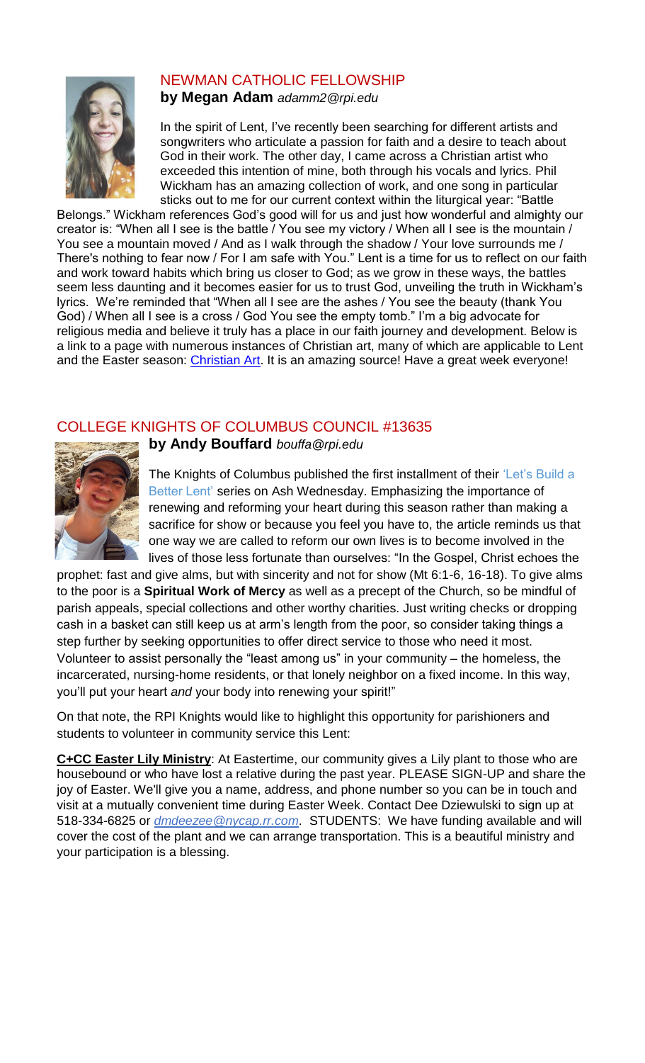## NEWMAN CATHOLIC FELLOWSHIP

**by Megan Adam** *adamm2@rpi.edu*

In the spirit of Lent, I've recently been searching for different artists and songwriters who articulate a passion for faith and a desire to teach about God in their work. The other day, I came across a Christian artist who exceeded this intention of mine, both through his vocals and lyrics. Phil Wickham has an amazing collection of work, and one song in particular sticks out to me for our current context within the liturgical year: "Battle Belongs." Wickham references God's good will for us and just how wonderful and almighty our creator is: "When all I see is the battle / You see my victory / When all I see is the mountain / You see a mountain moved / And as I walk through the shadow / Your love surrounds me / There's nothing to fear now / For I am safe with You." Lent is a time for us to reflect on our faith and work toward habits which bring us closer to God; as we grow in these ways, the battles seem less daunting and it becomes easier for us to trust God, unveiling the truth in Wickham's lyrics. We're reminded that "When all I see are the ashes / You see the beauty (thank You God) / When all I see is a cross / God You see the empty tomb." I'm a big advocate for religious media and believe it truly has a place in our faith journey and development. Below is a link to a page with numerous instances of Christian art, many of which are applicable to Lent and the Easter season: Christian Art. It is an amazing source! Have a great week everyone!

## COLLEGE KNIGHTS OF COLUMBUS COUNCIL #13635

**by Andy Bouffard** *bouffa@rpi.edu*

The Knights of Columbus published the first installment of their 'Let's Build a Better Lent' series on Ash Wednesday. Emphasizing the importance of renewing and reforming your heart during this season rather than making a sacrifice for show or because you feel you have to, the article reminds us that one way we are called to reform our own lives is to become involved in the lives of those less fortunate than ourselves: "In the Gospel, Christ echoes the prophet: fast and give alms, but with sincerity and not for show (Mt 6:1-6, 16-18). To give alms to the poor is a **Spiritual Work of Mercy** as well as a precept of the Church, so be mindful of parish appeals, special collections and other worthy charities. Just writing checks or dropping cash in a basket can still keep us at arm's length from the poor, so consider taking things a step further by seeking opportunities to offer direct service to those who need it most. Volunteer to assist personally the "least among us" in your community – the homeless, the incarcerated, nursing-home residents, or that lonely neighbor on a fixed income. In this way, you'll put your heart *and* your body into renewing your spirit!"

On that note, the RPI Knights would like to highlight this opportunity for parishioners and students to volunteer in community service this Lent:

**C+CC Easter Lily Ministry**: At Eastertime, our community gives a Lily plant to those who are housebound or who have lost a relative during the past year. PLEASE SIGN-UP and share the joy of Easter. We'll give you a name, address, and phone number so you can be in touch and visit at a mutually convenient time during Easter Week. Contact Dee Dziewulski to sign up at 518-334-6825 or *dmdeezee@nycap.rr.com*. STUDENTS: We have funding available and will cover the cost of the plant and we can arrange transportation. This is a beautiful ministry and your participation is a blessing.